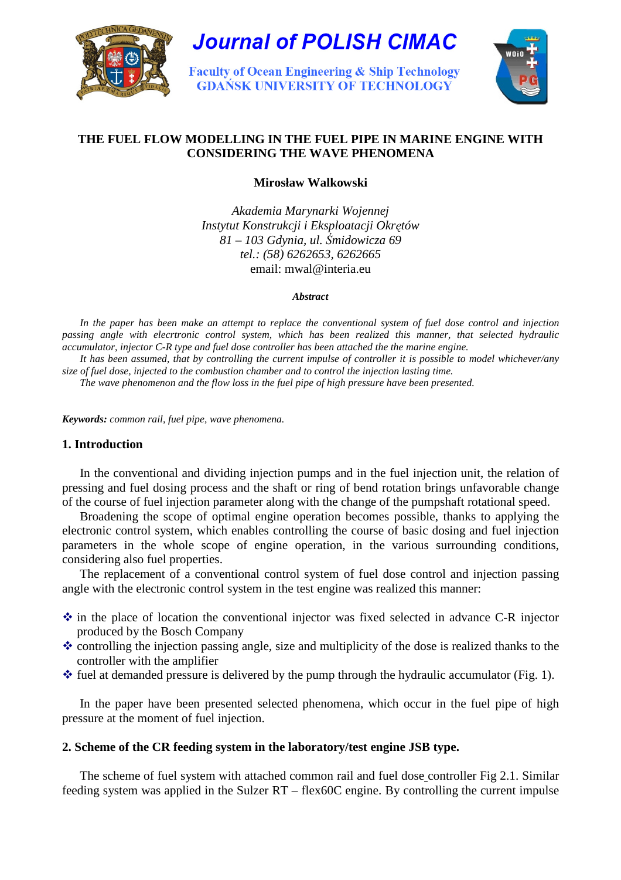# Journal of POLISH CIMAC

Faculty of Ocean Engineering & Ship Technology
GDAŃSK UNIVERSITY OF TECHNOLOGY

## THE FUEL FLOW MODELLING IN THE FUEL PIPE IN MARINE ENGINE WITH CONSIDERING THE WAVE PHENOMENA

**Mirosław Walkowski**

*Akademia Marynarki Wojennej*
*Instytut Konstrukcji i Eksploatacji Okrętów*
*81 – 103 Gdynia, ul. Śmidowicza 69*
*tel.: (58) 6262653, 6262665*
email: mwal@interia.eu

***Abstract***

*In the paper has been make an attempt to replace the conventional system of fuel dose control and injection passing angle with elecrtronic control system, which has been realized this manner, that selected hydraulic accumulator, injector C-R type and fuel dose controller has been attached the the marine engine.*

*It has been assumed, that by controlling the current impulse of controller it is possible to model whichever/any size of fuel dose, injected to the combustion chamber and to control the injection lasting time.*

*The wave phenomenon and the flow loss in the fuel pipe of high pressure have been presented.*

***Keywords:*** *common rail, fuel pipe, wave phenomena.*

## 1. Introduction

In the conventional and dividing injection pumps and in the fuel injection unit, the relation of pressing and fuel dosing process and the shaft or ring of bend rotation brings unfavorable change of the course of fuel injection parameter along with the change of the pumpshaft rotational speed.

Broadening the scope of optimal engine operation becomes possible, thanks to applying the electronic control system, which enables controlling the course of basic dosing and fuel injection parameters in the whole scope of engine operation, in the various surrounding conditions, considering also fuel properties.

The replacement of a conventional control system of fuel dose control and injection passing angle with the electronic control system in the test engine was realized this manner:

- in the place of location the conventional injector was fixed selected in advance C-R injector produced by the Bosch Company
- controlling the injection passing angle, size and multiplicity of the dose is realized thanks to the controller with the amplifier
- fuel at demanded pressure is delivered by the pump through the hydraulic accumulator (Fig. 1).

In the paper have been presented selected phenomena, which occur in the fuel pipe of high pressure at the moment of fuel injection.

## 2. Scheme of the CR feeding system in the laboratory/test engine JSB type.

The scheme of fuel system with attached common rail and fuel dose controller Fig 2.1. Similar feeding system was applied in the Sulzer RT – flex60C engine. By controlling the current impulse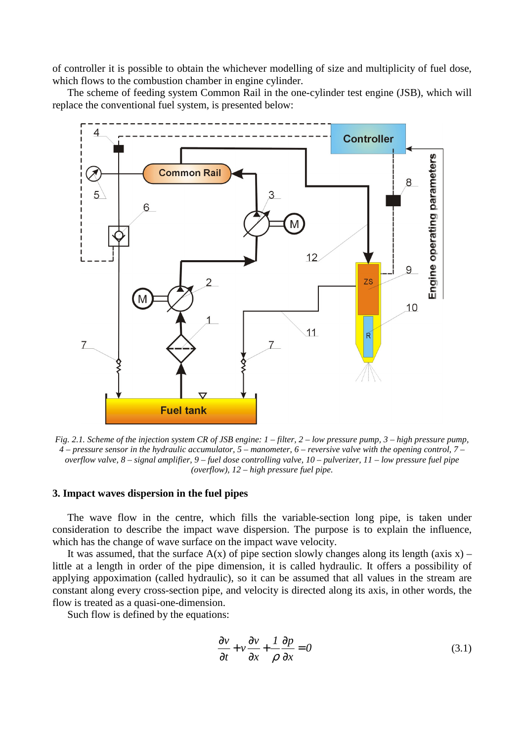of controller it is possible to obtain the whichever modelling of size and multiplicity of fuel dose, which flows to the combustion chamber in engine cylinder.

The scheme of feeding system Common Rail in the one-cylinder test engine (JSB), which will replace the conventional fuel system, is presented below:

*Fig. 2.1. Scheme of the injection system CR of JSB engine: 1 – filter, 2 – low pressure pump, 3 – high pressure pump, 4 – pressure sensor in the hydraulic accumulator, 5 – manometer, 6 – reversive valve with the opening control, 7 – overflow valve, 8 – signal amplifier, 9 – fuel dose controlling valve, 10 – pulverizer, 11 – low pressure fuel pipe (overflow), 12 – high pressure fuel pipe.*

## 3. Impact waves dispersion in the fuel pipes

The wave flow in the centre, which fills the variable-section long pipe, is taken under consideration to describe the impact wave dispersion. The purpose is to explain the influence, which has the change of wave surface on the impact wave velocity.

It was assumed, that the surface A(x) of pipe section slowly changes along its length (axis x) – little at a length in order of the pipe dimension, it is called hydraulic. It offers a possibility of applying appoximation (called hydraulic), so it can be assumed that all values in the stream are constant along every cross-section pipe, and velocity is directed along its axis, in other words, the flow is treated as a quasi-one-dimension.

Such flow is defined by the equations:

$$\frac{\partial v}{\partial t} + v\frac{\partial v}{\partial x} + \frac{1}{\rho}\frac{\partial p}{\partial x} = 0 \tag{3.1}$$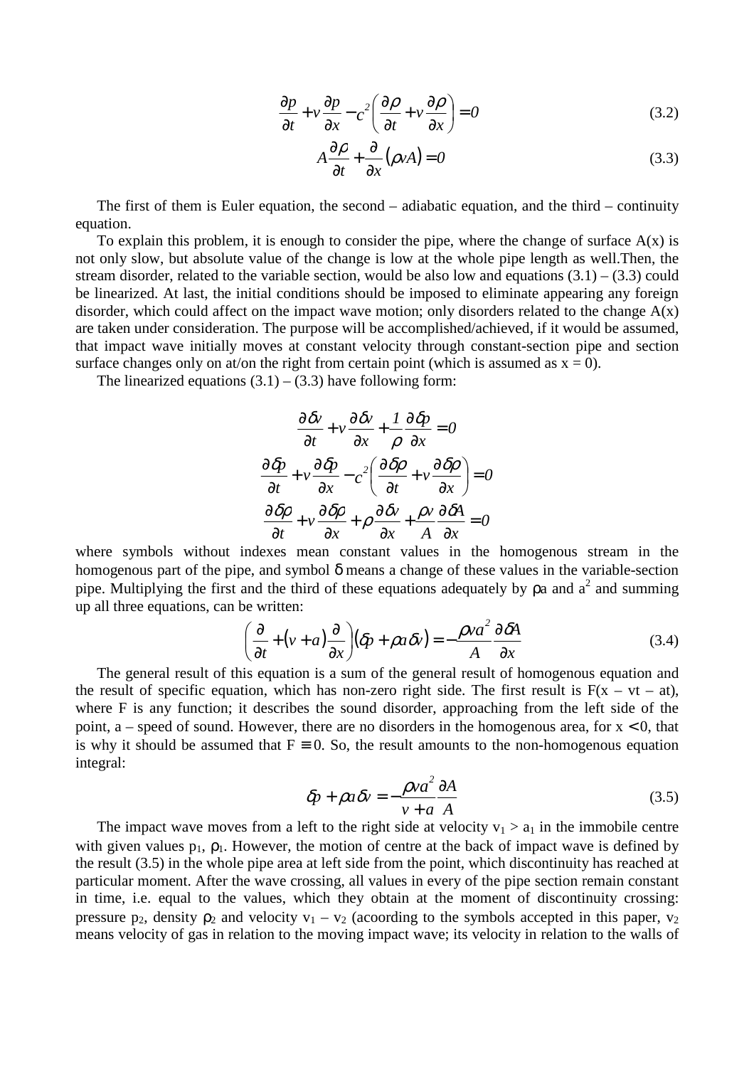$$\frac{\partial p}{\partial t}+v\frac{\partial p}{\partial x}-c^2\left(\frac{\partial \rho}{\partial t}+v\frac{\partial \rho}{\partial x}\right)=0 \tag{3.2}$$

$$A\frac{\partial \rho}{\partial t}+\frac{\partial}{\partial x}(\rho vA)=0 \tag{3.3}$$

The first of them is Euler equation, the second – adiabatic equation, and the third – continuity equation.

To explain this problem, it is enough to consider the pipe, where the change of surface $A(x)$ is not only slow, but absolute value of the change is low at the whole pipe length as well.Then, the stream disorder, related to the variable section, would be also low and equations (3.1) – (3.3) could be linearized. At last, the initial conditions should be imposed to eliminate appearing any foreign disorder, which could affect on the impact wave motion; only disorders related to the change $A(x)$ are taken under consideration. The purpose will be accomplished/achieved, if it would be assumed, that impact wave initially moves at constant velocity through constant-section pipe and section surface changes only on at/on the right from certain point (which is assumed as $x = 0$).

The linearized equations (3.1) – (3.3) have following form:

$$\frac{\partial \delta v}{\partial t}+v\frac{\partial \delta v}{\partial x}+\frac{1}{\rho}\frac{\partial \delta p}{\partial x}=0$$

$$\frac{\partial \delta p}{\partial t}+v\frac{\partial \delta p}{\partial x}-c^2\left(\frac{\partial \delta \rho}{\partial t}+v\frac{\partial \delta \rho}{\partial x}\right)=0$$

$$\frac{\partial \delta \rho}{\partial t}+v\frac{\partial \delta \rho}{\partial x}+\rho\frac{\partial \delta v}{\partial x}+\frac{\rho v}{A}\frac{\partial \delta A}{\partial x}=0$$

where symbols without indexes mean constant values in the homogenous stream in the homogenous part of the pipe, and symbol $\delta$ means a change of these values in the variable-section pipe. Multiplying the first and the third of these equations adequately by $\rho a$ and $a^2$ and summing up all three equations, can be written:

$$\left(\frac{\partial}{\partial t}+(v+a)\frac{\partial}{\partial x}\right)(\delta p+\rho a\delta v)=-\frac{\rho v a^2}{A}\frac{\partial \delta A}{\partial x} \tag{3.4}$$

The general result of this equation is a sum of the general result of homogenous equation and the result of specific equation, which has non-zero right side. The first result is $F(x - vt - at)$, where $F$ is any function; it describes the sound disorder, approaching from the left side of the point, $a$ – speed of sound. However, there are no disorders in the homogenous area, for $x < 0$, that is why it should be assumed that $F \equiv 0$. So, the result amounts to the non-homogenous equation integral:

$$\delta p+\rho a\delta v=-\frac{\rho v a^2}{v+a}\frac{\partial A}{A} \tag{3.5}$$

The impact wave moves from a left to the right side at velocity $v_1 > a_1$ in the immobile centre with given values $p_1$, $\rho_1$. However, the motion of centre at the back of impact wave is defined by the result (3.5) in the whole pipe area at left side from the point, which discontinuity has reached at particular moment. After the wave crossing, all values in every of the pipe section remain constant in time, i.e. equal to the values, which they obtain at the moment of discontinuity crossing: pressure $p_2$, density $\rho_2$ and velocity $v_1 - v_2$ (acoording to the symbols accepted in this paper, $v_2$ means velocity of gas in relation to the moving impact wave; its velocity in relation to the walls of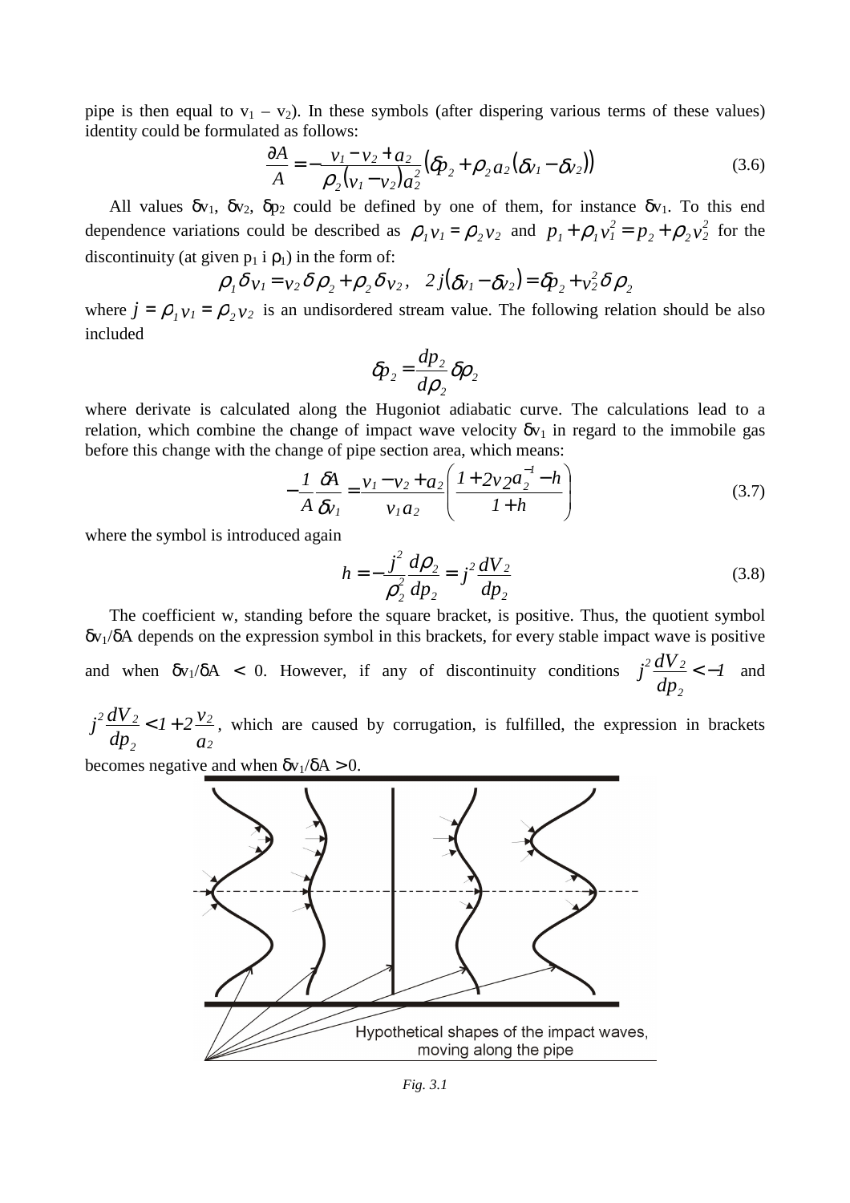pipe is then equal to $v_1 - v_2$). In these symbols (after dispering various terms of these values) identity could be formulated as follows:

$$\frac{\partial A}{A} = -\frac{v_1 - v_2 + a_2}{\rho_2 (v_1 - v_2) a_2^2} \left( \delta p_2 + \rho_2 a_2 (\delta v_1 - \delta v_2) \right) \tag{3.6}$$

All values $\delta v_1$, $\delta v_2$, $\delta p_2$ could be defined by one of them, for instance $\delta v_1$. To this end dependence variations could be described as $\rho_1 v_1 = \rho_2 v_2$ and $p_1 + \rho_1 v_1^2 = p_2 + \rho_2 v_2^2$ for the discontinuity (at given $p_1$ i $\rho_1$) in the form of:

$$\rho_1 \delta v_1 = v_2 \delta \rho_2 + \rho_2 \delta v_2, \quad 2j(\delta v_1 - \delta v_2) = \delta p_2 + v_2^2 \delta \rho_2$$

where $j = \rho_1 v_1 = \rho_2 v_2$ is an undisordered stream value. The following relation should be also included

$$\delta p_2 = \frac{dp_2}{d\rho_2} \delta \rho_2$$

where derivate is calculated along the Hugoniot adiabatic curve. The calculations lead to a relation, which combine the change of impact wave velocity $\delta v_1$ in regard to the immobile gas before this change with the change of pipe section area, which means:

$$-\frac{1}{A} \frac{\delta A}{\delta v_1} = \frac{v_1 - v_2 + a_2}{v_1 a_2} \left( \frac{1 + 2 v_2 a_2^{-1} - h}{1 + h} \right) \tag{3.7}$$

where the symbol is introduced again

$$h = -\frac{j^2}{\rho_2^2} \frac{d\rho_2}{dp_2} = j^2 \frac{dV_2}{dp_2} \tag{3.8}$$

The coefficient w, standing before the square bracket, is positive. Thus, the quotient symbol $\delta v_1 / \delta A$ depends on the expression symbol in this brackets, for every stable impact wave is positive and when $\delta v_1 / \delta A < 0$. However, if any of discontinuity conditions $j^2 \frac{dV_2}{dp_2} < -1$ and $j^2 \frac{dV_2}{dp_2} < 1 + 2\frac{v_2}{a_2}$, which are caused by corrugation, is fulfilled, the expression in brackets becomes negative and when $\delta v_1 / \delta A > 0$.

Hypothetical shapes of the impact waves, moving along the pipe

*Fig. 3.1*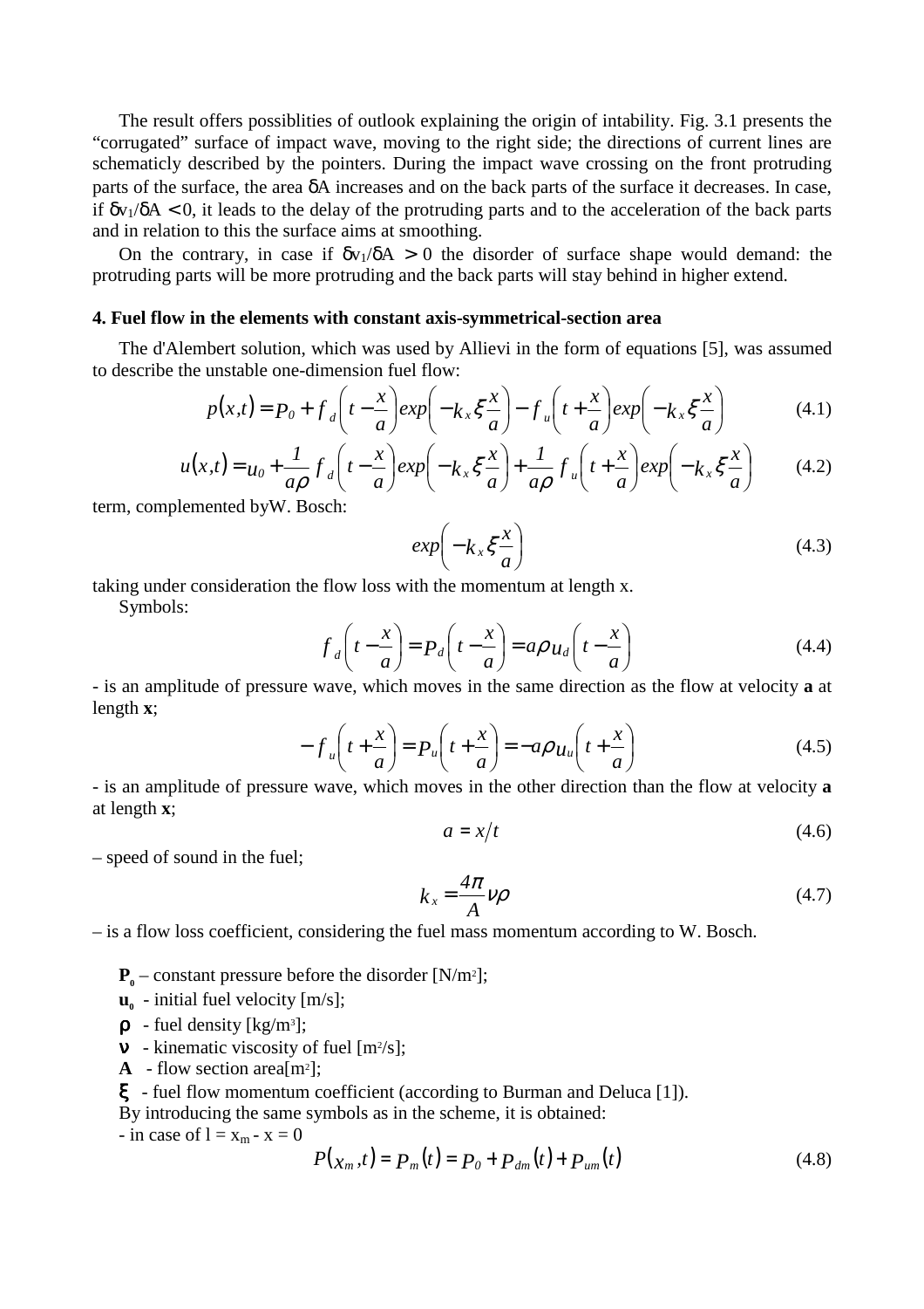The result offers possiblities of outlook explaining the origin of intability. Fig. 3.1 presents the “corrugated” surface of impact wave, moving to the right side; the directions of current lines are schematicly described by the pointers. During the impact wave crossing on the front protruding parts of the surface, the area $\delta A$ increases and on the back parts of the surface it decreases. In case, if $\delta v_1/\delta A < 0$, it leads to the delay of the protruding parts and to the acceleration of the back parts and in relation to this the surface aims at smoothing.

On the contrary, in case if $\delta v_1/\delta A > 0$ the disorder of surface shape would demand: the protruding parts will be more protruding and the back parts will stay behind in higher extend.

## 4. Fuel flow in the elements with constant axis-symmetrical-section area

The d'Alembert solution, which was used by Allievi in the form of equations [5], was assumed to describe the unstable one-dimension fuel flow:

$$p(x,t) = P_0 + f_d\left(t - \frac{x}{a}\right) exp\left(-k_x \xi \frac{x}{a}\right) - f_u\left(t + \frac{x}{a}\right) exp\left(-k_x \xi \frac{x}{a}\right) \tag{4.1}$$

$$u(x,t) = u_0 + \frac{1}{a\rho} f_d\left(t - \frac{x}{a}\right) exp\left(-k_x \xi \frac{x}{a}\right) + \frac{1}{a\rho} f_u\left(t + \frac{x}{a}\right) exp\left(-k_x \xi \frac{x}{a}\right) \tag{4.2}$$

term, complemented byW. Bosch:

$$exp\left(-k_x \xi \frac{x}{a}\right) \tag{4.3}$$

taking under consideration the flow loss with the momentum at length x.

Symbols:

$$f_d\left(t - \frac{x}{a}\right) = p_d\left(t - \frac{x}{a}\right) = a\rho u_d\left(t - \frac{x}{a}\right) \tag{4.4}$$

- is an amplitude of pressure wave, which moves in the same direction as the flow at velocity **a** at length **x**;

$$-f_u\left(t + \frac{x}{a}\right) = p_u\left(t + \frac{x}{a}\right) = -a\rho u_u\left(t + \frac{x}{a}\right) \tag{4.5}$$

- is an amplitude of pressure wave, which moves in the other direction than the flow at velocity **a** at length **x**;

$$a = x/t \tag{4.6}$$

– speed of sound in the fuel;

$$k_x = \frac{4\pi}{A} \nu \rho \tag{4.7}$$

– is a flow loss coefficient, considering the fuel mass momentum according to W. Bosch.

$\mathbf{P_0}$ – constant pressure before the disorder [N/m$^2$];
$\mathbf{u_0}$ - initial fuel velocity [m/s];
$\rho$ - fuel density [kg/m$^3$];
$\nu$ - kinematic viscosity of fuel [m$^2$/s];
**A** - flow section area[m$^2$];
$\xi$ - fuel flow momentum coefficient (according to Burman and Deluca [1]).

By introducing the same symbols as in the scheme, it is obtained:

- in case of $l = x_m - x = 0$

$$P(x_m,t) = p_m(t) = p_0 + p_{dm}(t) + p_{um}(t) \tag{4.8}$$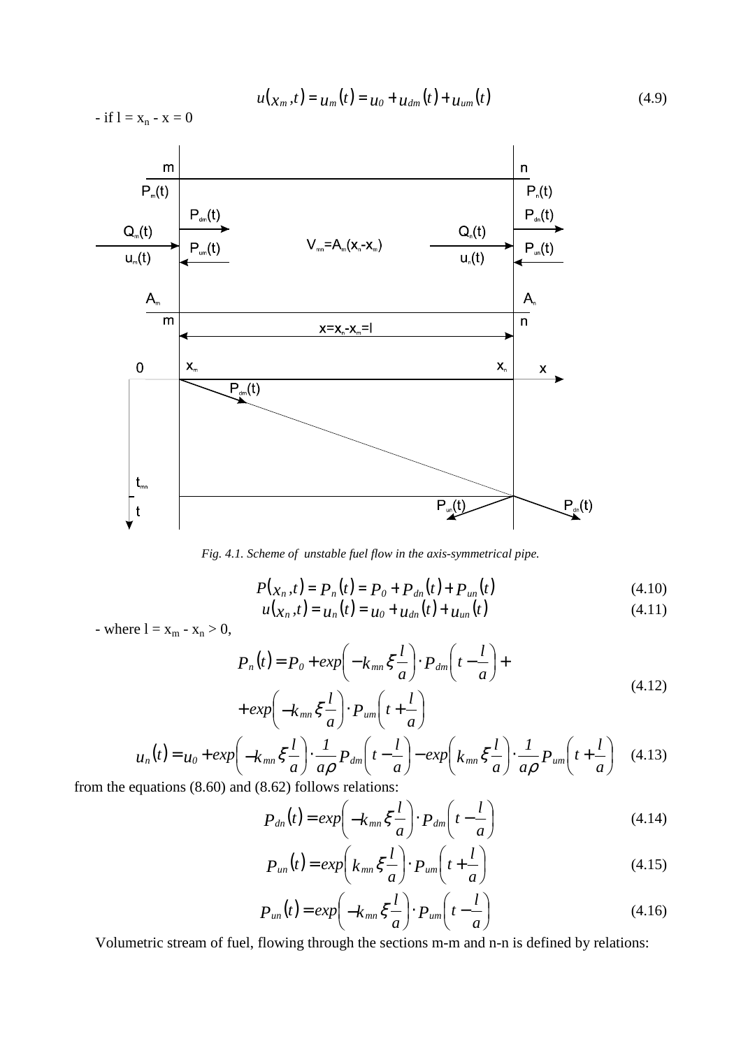$$u(x_m, t) = u_m(t) = u_0 + u_{dm}(t) + u_{um}(t) \tag{4.9}$$

- if $l = x_n - x = 0$

*Fig. 4.1. Scheme of unstable fuel flow in the axis-symmetrical pipe.*

$$P(x_n, t) = P_n(t) = P_0 + P_{dn}(t) + P_{un}(t) \tag{4.10}$$

$$u(x_n, t) = u_n(t) = u_0 + u_{dn}(t) + u_{un}(t) \tag{4.11}$$

- where $l = x_m - x_n > 0$,

$$P_n(t) = P_0 + exp\left(-k_{mn}\xi\frac{l}{a}\right)\cdot P_{dm}\left(t - \frac{l}{a}\right) + \\ + exp\left(-k_{mn}\xi\frac{l}{a}\right)\cdot P_{um}\left(t + \frac{l}{a}\right) \tag{4.12}$$

$$u_n(t) = u_0 + exp\left(-k_{mn}\xi\frac{l}{a}\right)\cdot\frac{1}{a\rho}P_{dm}\left(t - \frac{l}{a}\right) - exp\left(k_{mn}\xi\frac{l}{a}\right)\cdot\frac{1}{a\rho}P_{um}\left(t + \frac{l}{a}\right) \tag{4.13}$$

from the equations (8.60) and (8.62) follows relations:

$$P_{dn}(t) = exp\left(-k_{mn}\xi\frac{l}{a}\right)\cdot P_{dm}\left(t - \frac{l}{a}\right) \tag{4.14}$$

$$P_{un}(t) = exp\left(k_{mn}\xi\frac{l}{a}\right)\cdot P_{um}\left(t + \frac{l}{a}\right) \tag{4.15}$$

$$P_{un}(t) = exp\left(-k_{mn}\xi\frac{l}{a}\right)\cdot P_{um}\left(t - \frac{l}{a}\right) \tag{4.16}$$

Volumetric stream of fuel, flowing through the sections m-m and n-n is defined by relations: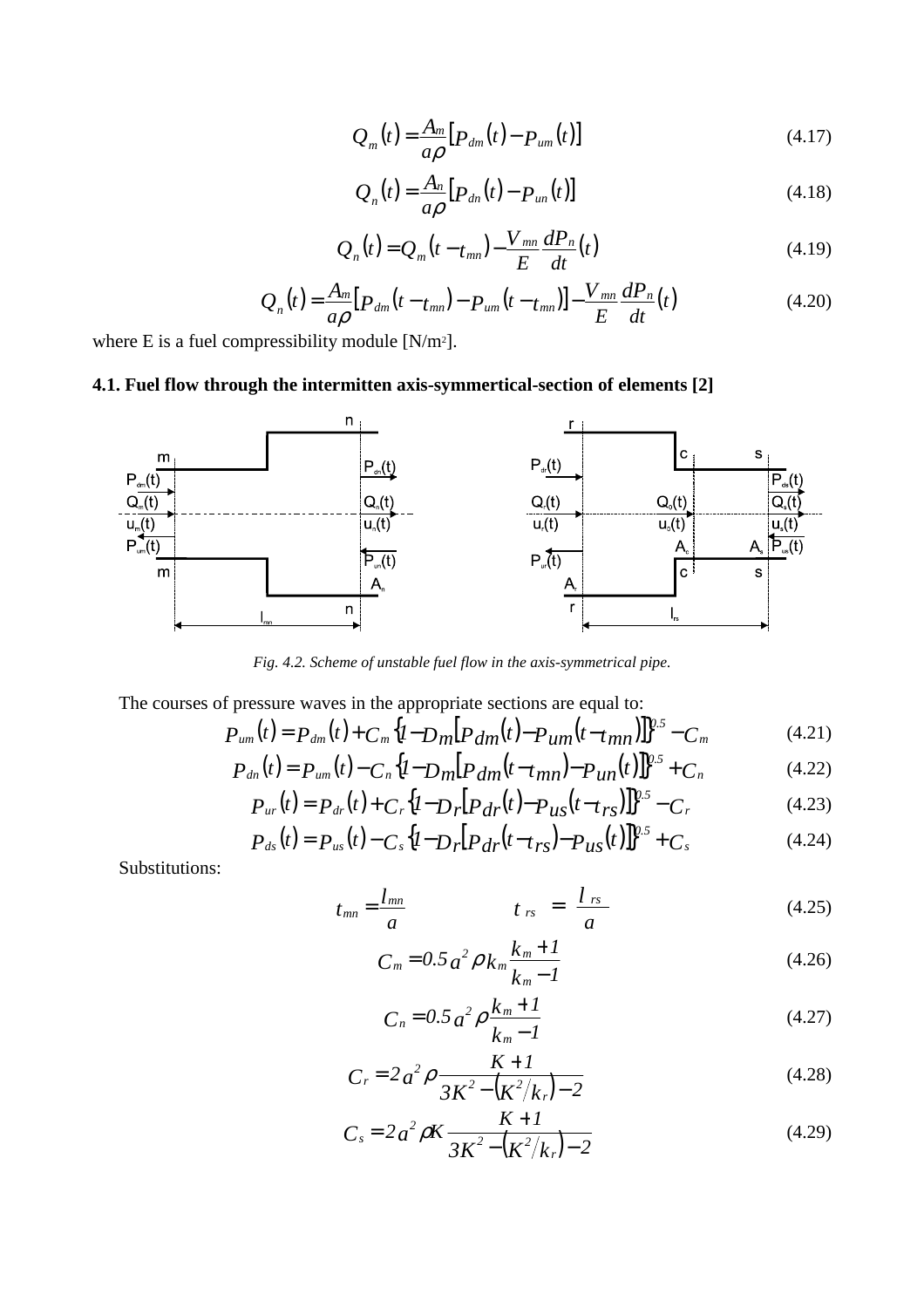$$Q_m(t) = \frac{A_m}{a\rho}\left[P_{dm}(t) - P_{um}(t)\right] \tag{4.17}$$

$$Q_n(t) = \frac{A_n}{a\rho}\left[P_{dn}(t) - P_{un}(t)\right] \tag{4.18}$$

$$Q_n(t) = Q_m(t - t_{mn}) - \frac{V_{mn}}{E}\frac{dP_n}{dt}(t) \tag{4.19}$$

$$Q_n(t) = \frac{A_m}{a\rho}\left[P_{dm}(t - t_{mn}) - P_{um}(t - t_{mn})\right] - \frac{V_{mn}}{E}\frac{dP_n}{dt}(t) \tag{4.20}$$

where E is a fuel compressibility module [N/m[2]].

### 4.1. Fuel flow through the intermitten axis-symmertical-section of elements [2]

*Fig. 4.2. Scheme of unstable fuel flow in the axis-symmetrical pipe.*

The courses of pressure waves in the appropriate sections are equal to:

$$P_{um}(t) = P_{dm}(t) + C_m\left\{1 - D_m\left[P_{dm}(t) - P_{um}(t - t_{mn})\right]\right\}^{0.5} - C_m \tag{4.21}$$

$$P_{dn}(t) = P_{um}(t) - C_n\left\{1 - D_m\left[P_{dm}(t - t_{mn}) - P_{un}(t)\right]\right\}^{0.5} + C_n \tag{4.22}$$

$$P_{ur}(t) = P_{dr}(t) + C_r\left\{1 - D_r\left[P_{dr}(t) - P_{us}(t - t_{rs})\right]\right\}^{0.5} - C_r \tag{4.23}$$

$$P_{ds}(t) = P_{us}(t) - C_s\left\{1 - D_r\left[P_{dr}(t - t_{rs}) - P_{us}(t)\right]\right\}^{0.5} + C_s \tag{4.24}$$

Substitutions:

$$t_{mn} = \frac{l_{mn}}{a} \qquad\qquad t_{rs} = \frac{l_{rs}}{a} \tag{4.25}$$

$$C_m = 0.5\,a^2\rho\,k_m\frac{k_m + 1}{k_m - 1} \tag{4.26}$$

$$C_n = 0.5\,a^2\rho\frac{k_m + 1}{k_m - 1} \tag{4.27}$$

$$C_r = 2a^2\rho\frac{K + 1}{3K^2 - \left(K^2/k_r\right) - 2} \tag{4.28}$$

$$C_s = 2a^2\rho K\frac{K + 1}{3K^2 - \left(K^2/k_r\right) - 2} \tag{4.29}$$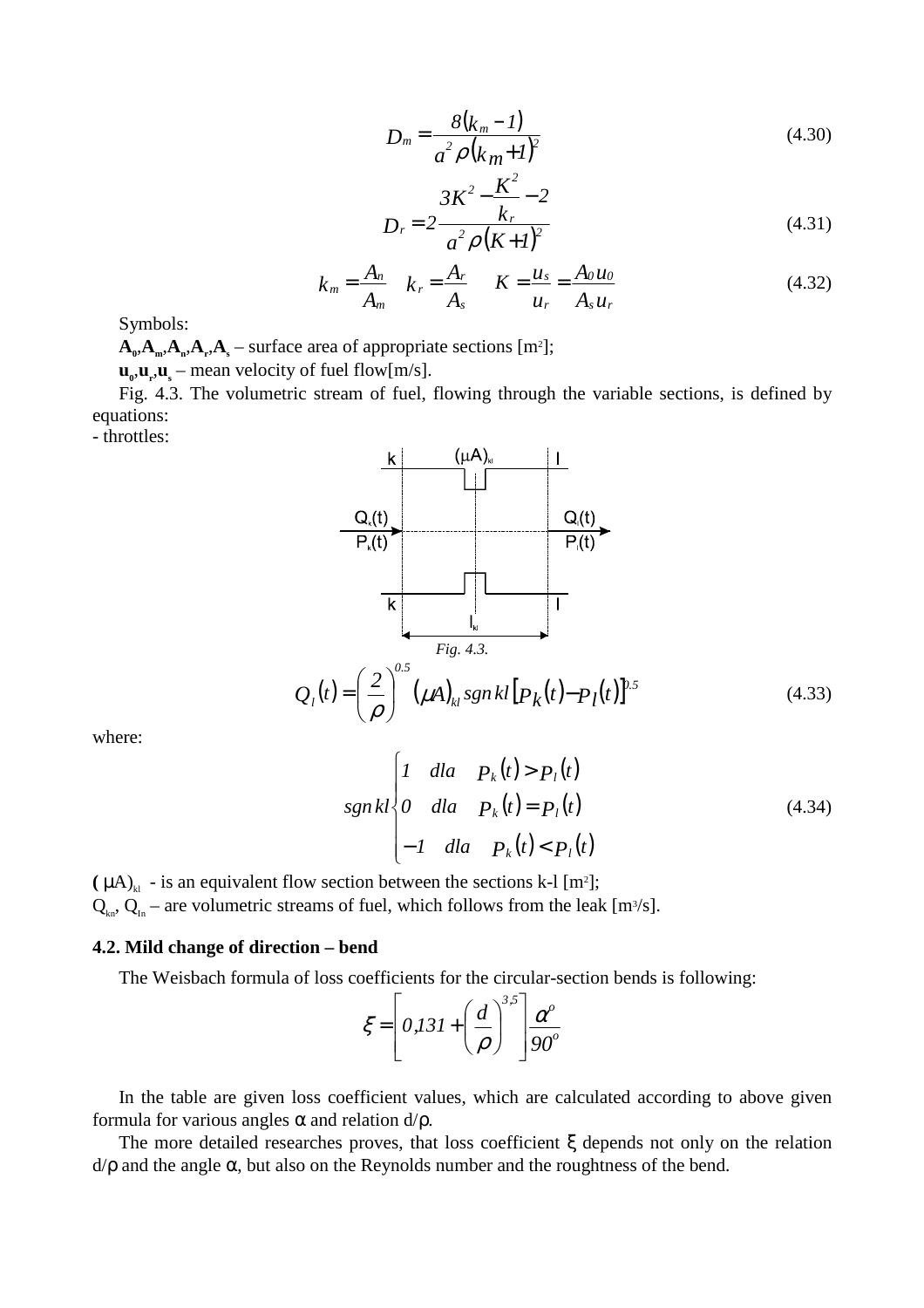$$D_m = \frac{8(k_m - 1)}{a^2 \rho (k_m + 1)^2} \tag{4.30}$$

$$D_r = 2\frac{3K^2 - \dfrac{K^2}{k_r} - 2}{a^2 \rho (K+1)^2} \tag{4.31}$$

$$k_m = \frac{A_n}{A_m} \quad k_r = \frac{A_r}{A_s} \quad K = \frac{u_s}{u_r} = \frac{A_0 u_0}{A_s u_r} \tag{4.32}$$

Symbols:

$\mathbf{A_0, A_m, A_n, A_r, A_s}$ – surface area of appropriate sections [m²];

$\mathbf{u_0, u_r, u_s}$ – mean velocity of fuel flow[m/s].

Fig. 4.3. The volumetric stream of fuel, flowing through the variable sections, is defined by equations:

- throttles:

*Fig. 4.3.*

$$Q_l(t) = \left(\frac{2}{\rho}\right)^{0.5} (\mu A)_{kl} \, sgn\, kl \left[P_k(t) - P_l(t)\right]^{0.5} \tag{4.33}$$

where:

$$sgn\, kl \begin{cases} 1 & dla \quad P_k(t) > P_l(t) \\ 0 & dla \quad P_k(t) = P_l(t) \\ -1 & dla \quad P_k(t) < P_l(t) \end{cases} \tag{4.34}$$

$(\mu A)_{kl}$ - is an equivalent flow section between the sections k-l [m²];

$Q_{kn}$, $Q_{ln}$ – are volumetric streams of fuel, which follows from the leak [m³/s].

### 4.2. Mild change of direction – bend

The Weisbach formula of loss coefficients for the circular-section bends is following:

$$\xi = \left[0{,}131 + \left(\frac{d}{\rho}\right)^{3,5}\right] \frac{\alpha^o}{90^o}$$

In the table are given loss coefficient values, which are calculated according to above given formula for various angles $\alpha$ and relation $d/\rho$.

The more detailed researches proves, that loss coefficient $\xi$ depends not only on the relation $d/\rho$ and the angle $\alpha$, but also on the Reynolds number and the roughtness of the bend.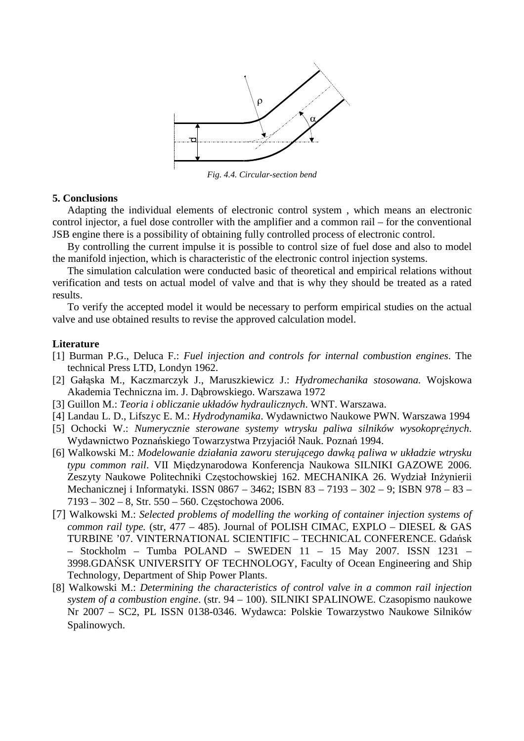ρ

α

d

*Fig. 4.4. Circular-section bend*

**5. Conclusions**

Adapting the individual elements of electronic control system , which means an electronic control injector, a fuel dose controller with the amplifier and a common rail – for the conventional JSB engine there is a possibility of obtaining fully controlled process of electronic control.

By controlling the current impulse it is possible to control size of fuel dose and also to model the manifold injection, which is characteristic of the electronic control injection systems.

The simulation calculation were conducted basic of theoretical and empirical relations without verification and tests on actual model of valve and that is why they should be treated as a rated results.

To verify the accepted model it would be necessary to perform empirical studies on the actual valve and use obtained results to revise the approved calculation model.

**Literature**

[1] Burman P.G., Deluca F.: *Fuel injection and controls for internal combustion engines*. The technical Press LTD, Londyn 1962.

[2] Gałąska M., Kaczmarczyk J., Maruszkiewicz J.: *Hydromechanika stosowana.* Wojskowa Akademia Techniczna im. J. Dąbrowskiego. Warszawa 1972

[3] Guillon M.: *Teoria i obliczanie układów hydraulicznych*. WNT. Warszawa.

[4] Landau L. D., Lifszyc E. M.: *Hydrodynamika*. Wydawnictwo Naukowe PWN. Warszawa 1994

[5] Ochocki W.: *Numerycznie sterowane systemy wtrysku paliwa silników wysokoprężnych*. Wydawnictwo Poznańskiego Towarzystwa Przyjaciół Nauk. Poznań 1994.

[6] Walkowski M.: *Modelowanie działania zaworu sterującego dawką paliwa w układzie wtrysku typu common rail*. VII Międzynarodowa Konferencja Naukowa SILNIKI GAZOWE 2006. Zeszyty Naukowe Politechniki Częstochowskiej 162. MECHANIKA 26. Wydział Inżynierii Mechanicznej i Informatyki. ISSN 0867 – 3462; ISBN 83 – 7193 – 302 – 9; ISBN 978 – 83 – 7193 – 302 – 8, Str. 550 – 560. Częstochowa 2006.

[7] Walkowski M.: *Selected problems of modelling the working of container injection systems of common rail type.* (str, 477 – 485). Journal of POLISH CIMAC, EXPLO – DIESEL & GAS TURBINE '07. VINTERNATIONAL SCIENTIFIC – TECHNICAL CONFERENCE. Gdańsk – Stockholm – Tumba POLAND – SWEDEN 11 – 15 May 2007. ISSN 1231 – 3998.GDAŃSK UNIVERSITY OF TECHNOLOGY, Faculty of Ocean Engineering and Ship Technology, Department of Ship Power Plants.

[8] Walkowski M.: *Determining the characteristics of control valve in a common rail injection system of a combustion engine*. (str. 94 – 100). SILNIKI SPALINOWE. Czasopismo naukowe Nr 2007 – SC2, PL ISSN 0138-0346. Wydawca: Polskie Towarzystwo Naukowe Silników Spalinowych.